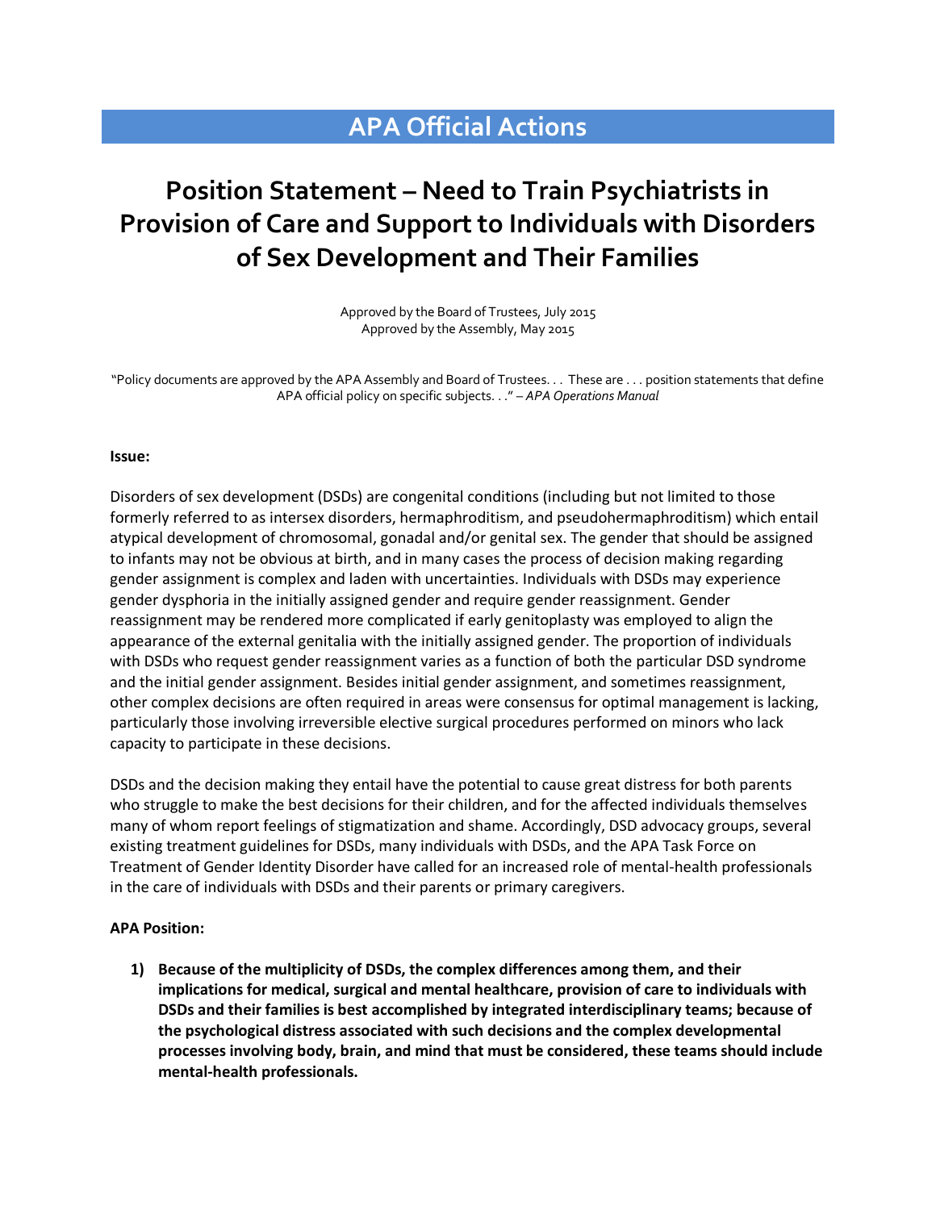# APA Official Actions

## Position Statement – Need to Train Psychiatrists in Provision of Care and Support to Individuals with Disorders of Sex Development and Their Families

Approved by the Board of Trustees, July 2015
Approved by the Assembly, May 2015

"Policy documents are approved by the APA Assembly and Board of Trustees. . . These are . . . position statements that define APA official policy on specific subjects. . ." – *APA Operations Manual*

**Issue:**

Disorders of sex development (DSDs) are congenital conditions (including but not limited to those formerly referred to as intersex disorders, hermaphroditism, and pseudohermaphroditism) which entail atypical development of chromosomal, gonadal and/or genital sex. The gender that should be assigned to infants may not be obvious at birth, and in many cases the process of decision making regarding gender assignment is complex and laden with uncertainties. Individuals with DSDs may experience gender dysphoria in the initially assigned gender and require gender reassignment. Gender reassignment may be rendered more complicated if early genitoplasty was employed to align the appearance of the external genitalia with the initially assigned gender. The proportion of individuals with DSDs who request gender reassignment varies as a function of both the particular DSD syndrome and the initial gender assignment. Besides initial gender assignment, and sometimes reassignment, other complex decisions are often required in areas were consensus for optimal management is lacking, particularly those involving irreversible elective surgical procedures performed on minors who lack capacity to participate in these decisions.

DSDs and the decision making they entail have the potential to cause great distress for both parents who struggle to make the best decisions for their children, and for the affected individuals themselves many of whom report feelings of stigmatization and shame. Accordingly, DSD advocacy groups, several existing treatment guidelines for DSDs, many individuals with DSDs, and the APA Task Force on Treatment of Gender Identity Disorder have called for an increased role of mental-health professionals in the care of individuals with DSDs and their parents or primary caregivers.

**APA Position:**

1) **Because of the multiplicity of DSDs, the complex differences among them, and their implications for medical, surgical and mental healthcare, provision of care to individuals with DSDs and their families is best accomplished by integrated interdisciplinary teams; because of the psychological distress associated with such decisions and the complex developmental processes involving body, brain, and mind that must be considered, these teams should include mental-health professionals.**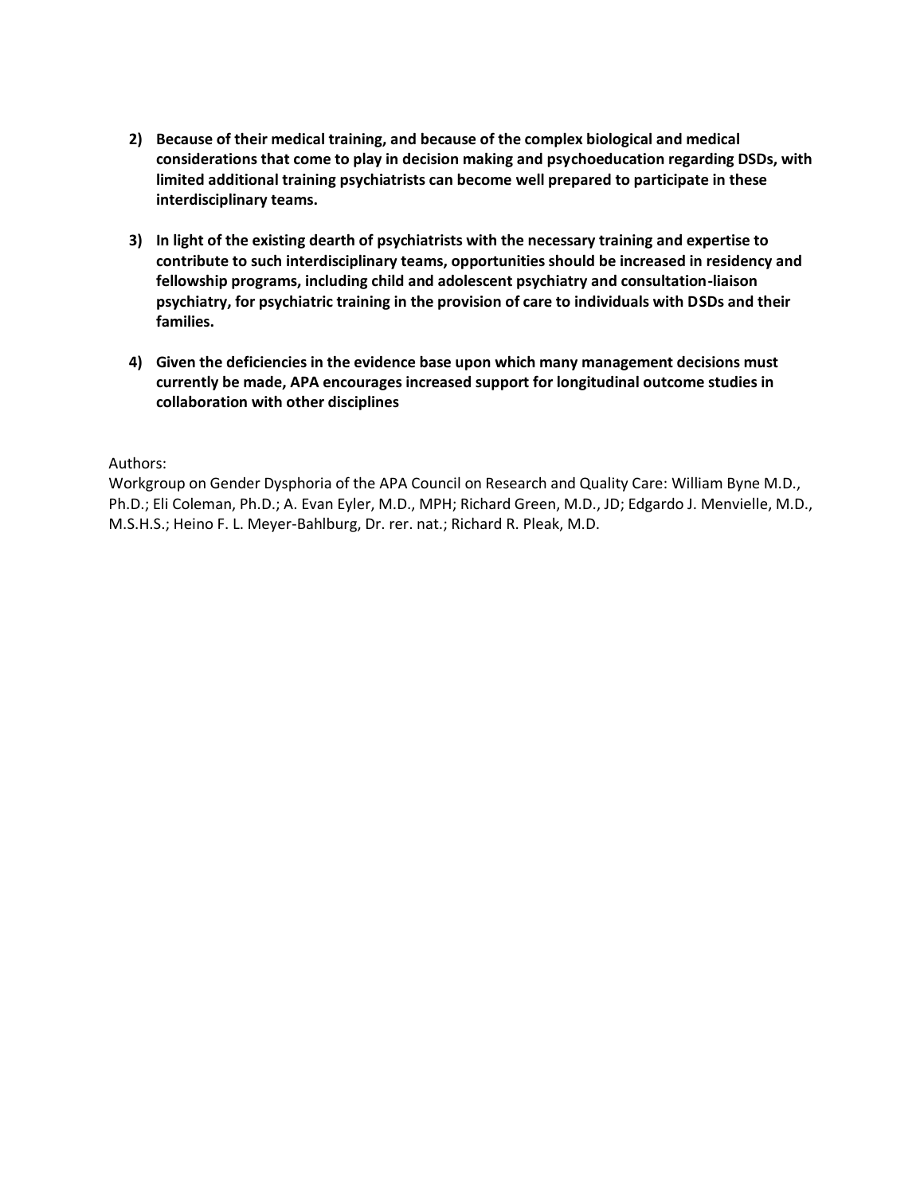2) **Because of their medical training, and because of the complex biological and medical considerations that come to play in decision making and psychoeducation regarding DSDs, with limited additional training psychiatrists can become well prepared to participate in these interdisciplinary teams.**

3) **In light of the existing dearth of psychiatrists with the necessary training and expertise to contribute to such interdisciplinary teams, opportunities should be increased in residency and fellowship programs, including child and adolescent psychiatry and consultation-liaison psychiatry, for psychiatric training in the provision of care to individuals with DSDs and their families.**

4) **Given the deficiencies in the evidence base upon which many management decisions must currently be made, APA encourages increased support for longitudinal outcome studies in collaboration with other disciplines**

Authors:
Workgroup on Gender Dysphoria of the APA Council on Research and Quality Care: William Byne M.D., Ph.D.; Eli Coleman, Ph.D.; A. Evan Eyler, M.D., MPH; Richard Green, M.D., JD; Edgardo J. Menvielle, M.D., M.S.H.S.; Heino F. L. Meyer-Bahlburg, Dr. rer. nat.; Richard R. Pleak, M.D.